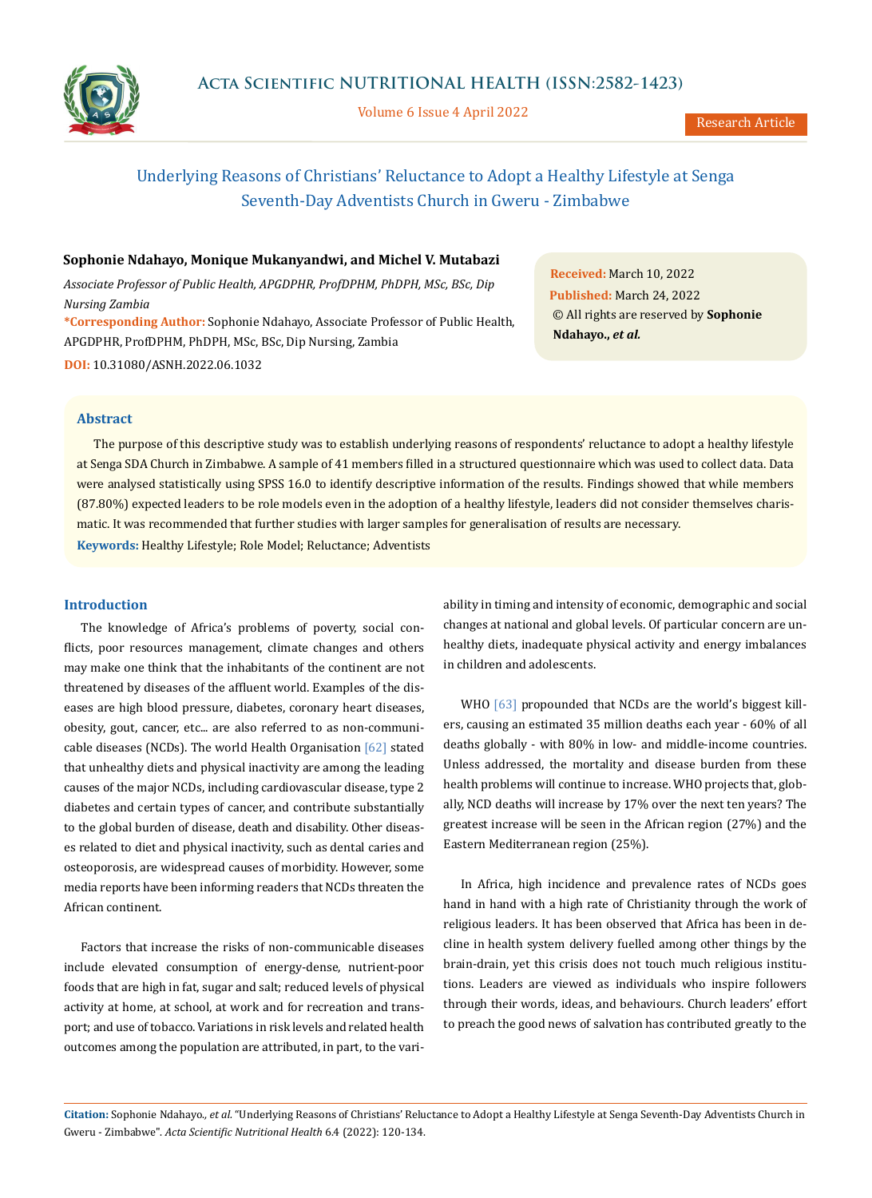Research Article

# Underlying Reasons of Christians' Reluctance to Adopt a Healthy Lifestyle at Senga Seventh-Day Adventists Church in Gweru - Zimbabwe

**Sophonie Ndahayo, Monique Mukanyandwi, and Michel V. Mutabazi**

*Associate Professor of Public Health, APGDPHR, ProfDPHM, PhDPH, MSc, BSc, Dip Nursing Zambia*

**\*Corresponding Author:** Sophonie Ndahayo, Associate Professor of Public Health, APGDPHR, ProfDPHM, PhDPH, MSc, BSc, Dip Nursing, Zambia

**DOI:** 10.31080/ASNH.2022.06.1032

**Received:** March 10, 2022
**Published:** March 24, 2022
© All rights are reserved by **Sophonie Ndahayo., *et al.***

## Abstract

The purpose of this descriptive study was to establish underlying reasons of respondents' reluctance to adopt a healthy lifestyle at Senga SDA Church in Zimbabwe. A sample of 41 members filled in a structured questionnaire which was used to collect data. Data were analysed statistically using SPSS 16.0 to identify descriptive information of the results. Findings showed that while members (87.80%) expected leaders to be role models even in the adoption of a healthy lifestyle, leaders did not consider themselves charismatic. It was recommended that further studies with larger samples for generalisation of results are necessary.

**Keywords:** Healthy Lifestyle; Role Model; Reluctance; Adventists

## Introduction

The knowledge of Africa's problems of poverty, social conflicts, poor resources management, climate changes and others may make one think that the inhabitants of the continent are not threatened by diseases of the affluent world. Examples of the diseases are high blood pressure, diabetes, coronary heart diseases, obesity, gout, cancer, etc... are also referred to as non-communicable diseases (NCDs). The world Health Organisation [62] stated that unhealthy diets and physical inactivity are among the leading causes of the major NCDs, including cardiovascular disease, type 2 diabetes and certain types of cancer, and contribute substantially to the global burden of disease, death and disability. Other diseases related to diet and physical inactivity, such as dental caries and osteoporosis, are widespread causes of morbidity. However, some media reports have been informing readers that NCDs threaten the African continent.

Factors that increase the risks of non-communicable diseases include elevated consumption of energy-dense, nutrient-poor foods that are high in fat, sugar and salt; reduced levels of physical activity at home, at school, at work and for recreation and transport; and use of tobacco. Variations in risk levels and related health outcomes among the population are attributed, in part, to the variability in timing and intensity of economic, demographic and social changes at national and global levels. Of particular concern are unhealthy diets, inadequate physical activity and energy imbalances in children and adolescents.

WHO [63] propounded that NCDs are the world's biggest killers, causing an estimated 35 million deaths each year - 60% of all deaths globally - with 80% in low- and middle-income countries. Unless addressed, the mortality and disease burden from these health problems will continue to increase. WHO projects that, globally, NCD deaths will increase by 17% over the next ten years? The greatest increase will be seen in the African region (27%) and the Eastern Mediterranean region (25%).

In Africa, high incidence and prevalence rates of NCDs goes hand in hand with a high rate of Christianity through the work of religious leaders. It has been observed that Africa has been in decline in health system delivery fuelled among other things by the brain-drain, yet this crisis does not touch much religious institutions. Leaders are viewed as individuals who inspire followers through their words, ideas, and behaviours. Church leaders' effort to preach the good news of salvation has contributed greatly to the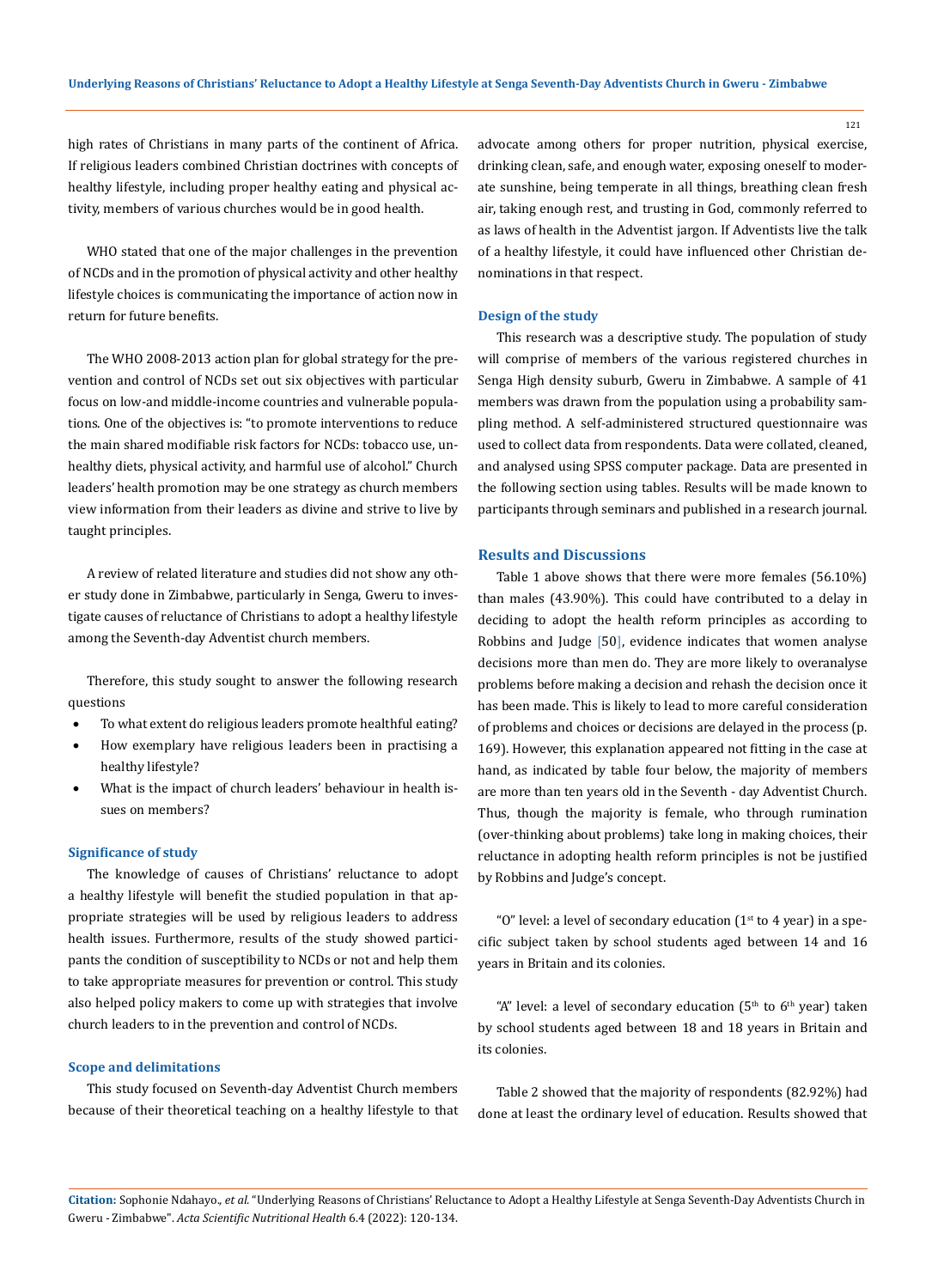high rates of Christians in many parts of the continent of Africa. If religious leaders combined Christian doctrines with concepts of healthy lifestyle, including proper healthy eating and physical activity, members of various churches would be in good health.

WHO stated that one of the major challenges in the prevention of NCDs and in the promotion of physical activity and other healthy lifestyle choices is communicating the importance of action now in return for future benefits.

The WHO 2008-2013 action plan for global strategy for the prevention and control of NCDs set out six objectives with particular focus on low-and middle-income countries and vulnerable populations. One of the objectives is: "to promote interventions to reduce the main shared modifiable risk factors for NCDs: tobacco use, unhealthy diets, physical activity, and harmful use of alcohol." Church leaders' health promotion may be one strategy as church members view information from their leaders as divine and strive to live by taught principles.

A review of related literature and studies did not show any other study done in Zimbabwe, particularly in Senga, Gweru to investigate causes of reluctance of Christians to adopt a healthy lifestyle among the Seventh-day Adventist church members.

Therefore, this study sought to answer the following research questions

- To what extent do religious leaders promote healthful eating?
- How exemplary have religious leaders been in practising a healthy lifestyle?
- What is the impact of church leaders' behaviour in health issues on members?

### Significance of study

The knowledge of causes of Christians' reluctance to adopt a healthy lifestyle will benefit the studied population in that appropriate strategies will be used by religious leaders to address health issues. Furthermore, results of the study showed participants the condition of susceptibility to NCDs or not and help them to take appropriate measures for prevention or control. This study also helped policy makers to come up with strategies that involve church leaders to in the prevention and control of NCDs.

### Scope and delimitations

This study focused on Seventh-day Adventist Church members because of their theoretical teaching on a healthy lifestyle to that advocate among others for proper nutrition, physical exercise, drinking clean, safe, and enough water, exposing oneself to moderate sunshine, being temperate in all things, breathing clean fresh air, taking enough rest, and trusting in God, commonly referred to as laws of health in the Adventist jargon. If Adventists live the talk of a healthy lifestyle, it could have influenced other Christian denominations in that respect.

### Design of the study

This research was a descriptive study. The population of study will comprise of members of the various registered churches in Senga High density suburb, Gweru in Zimbabwe. A sample of 41 members was drawn from the population using a probability sampling method. A self-administered structured questionnaire was used to collect data from respondents. Data were collated, cleaned, and analysed using SPSS computer package. Data are presented in the following section using tables. Results will be made known to participants through seminars and published in a research journal.

## Results and Discussions

Table 1 above shows that there were more females (56.10%) than males (43.90%). This could have contributed to a delay in deciding to adopt the health reform principles as according to Robbins and Judge [50], evidence indicates that women analyse decisions more than men do. They are more likely to overanalyse problems before making a decision and rehash the decision once it has been made. This is likely to lead to more careful consideration of problems and choices or decisions are delayed in the process (p. 169). However, this explanation appeared not fitting in the case at hand, as indicated by table four below, the majority of members are more than ten years old in the Seventh - day Adventist Church. Thus, though the majority is female, who through rumination (over-thinking about problems) take long in making choices, their reluctance in adopting health reform principles is not be justified by Robbins and Judge's concept.

"O" level: a level of secondary education (1st to 4 year) in a specific subject taken by school students aged between 14 and 16 years in Britain and its colonies.

"A" level: a level of secondary education (5th to 6th year) taken by school students aged between 18 and 18 years in Britain and its colonies.

Table 2 showed that the majority of respondents (82.92%) had done at least the ordinary level of education. Results showed that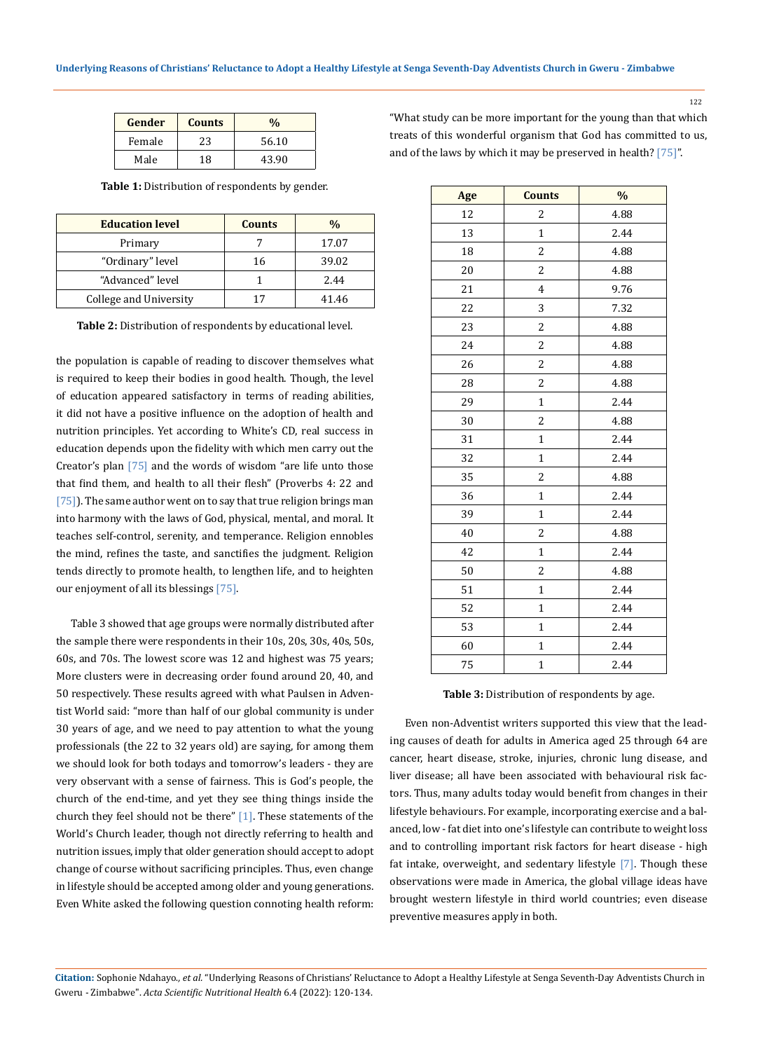| Gender | Counts | % |
| --- | --- | --- |
| Female | 23 | 56.10 |
| Male | 18 | 43.90 |

**Table 1:** Distribution of respondents by gender.

| Education level | Counts | % |
| --- | --- | --- |
| Primary | 7 | 17.07 |
| "Ordinary" level | 16 | 39.02 |
| "Advanced" level | 1 | 2.44 |
| College and University | 17 | 41.46 |

**Table 2:** Distribution of respondents by educational level.

the population is capable of reading to discover themselves what is required to keep their bodies in good health. Though, the level of education appeared satisfactory in terms of reading abilities, it did not have a positive influence on the adoption of health and nutrition principles. Yet according to White's CD, real success in education depends upon the fidelity with which men carry out the Creator's plan [75] and the words of wisdom "are life unto those that find them, and health to all their flesh" (Proverbs 4: 22 and [75]). The same author went on to say that true religion brings man into harmony with the laws of God, physical, mental, and moral. It teaches self-control, serenity, and temperance. Religion ennobles the mind, refines the taste, and sanctifies the judgment. Religion tends directly to promote health, to lengthen life, and to heighten our enjoyment of all its blessings [75].

Table 3 showed that age groups were normally distributed after the sample there were respondents in their 10s, 20s, 30s, 40s, 50s, 60s, and 70s. The lowest score was 12 and highest was 75 years; More clusters were in decreasing order found around 20, 40, and 50 respectively. These results agreed with what Paulsen in Adventist World said: "more than half of our global community is under 30 years of age, and we need to pay attention to what the young professionals (the 22 to 32 years old) are saying, for among them we should look for both todays and tomorrow's leaders - they are very observant with a sense of fairness. This is God's people, the church of the end-time, and yet they see thing things inside the church they feel should not be there" [1]. These statements of the World's Church leader, though not directly referring to health and nutrition issues, imply that older generation should accept to adopt change of course without sacrificing principles. Thus, even change in lifestyle should be accepted among older and young generations. Even White asked the following question connoting health reform: "What study can be more important for the young than that which treats of this wonderful organism that God has committed to us, and of the laws by which it may be preserved in health? [75]".

| Age | Counts | % |
| --- | --- | --- |
| 12 | 2 | 4.88 |
| 13 | 1 | 2.44 |
| 18 | 2 | 4.88 |
| 20 | 2 | 4.88 |
| 21 | 4 | 9.76 |
| 22 | 3 | 7.32 |
| 23 | 2 | 4.88 |
| 24 | 2 | 4.88 |
| 26 | 2 | 4.88 |
| 28 | 2 | 4.88 |
| 29 | 1 | 2.44 |
| 30 | 2 | 4.88 |
| 31 | 1 | 2.44 |
| 32 | 1 | 2.44 |
| 35 | 2 | 4.88 |
| 36 | 1 | 2.44 |
| 39 | 1 | 2.44 |
| 40 | 2 | 4.88 |
| 42 | 1 | 2.44 |
| 50 | 2 | 4.88 |
| 51 | 1 | 2.44 |
| 52 | 1 | 2.44 |
| 53 | 1 | 2.44 |
| 60 | 1 | 2.44 |
| 75 | 1 | 2.44 |

**Table 3:** Distribution of respondents by age.

Even non-Adventist writers supported this view that the leading causes of death for adults in America aged 25 through 64 are cancer, heart disease, stroke, injuries, chronic lung disease, and liver disease; all have been associated with behavioural risk factors. Thus, many adults today would benefit from changes in their lifestyle behaviours. For example, incorporating exercise and a balanced, low - fat diet into one's lifestyle can contribute to weight loss and to controlling important risk factors for heart disease - high fat intake, overweight, and sedentary lifestyle [7]. Though these observations were made in America, the global village ideas have brought western lifestyle in third world countries; even disease preventive measures apply in both.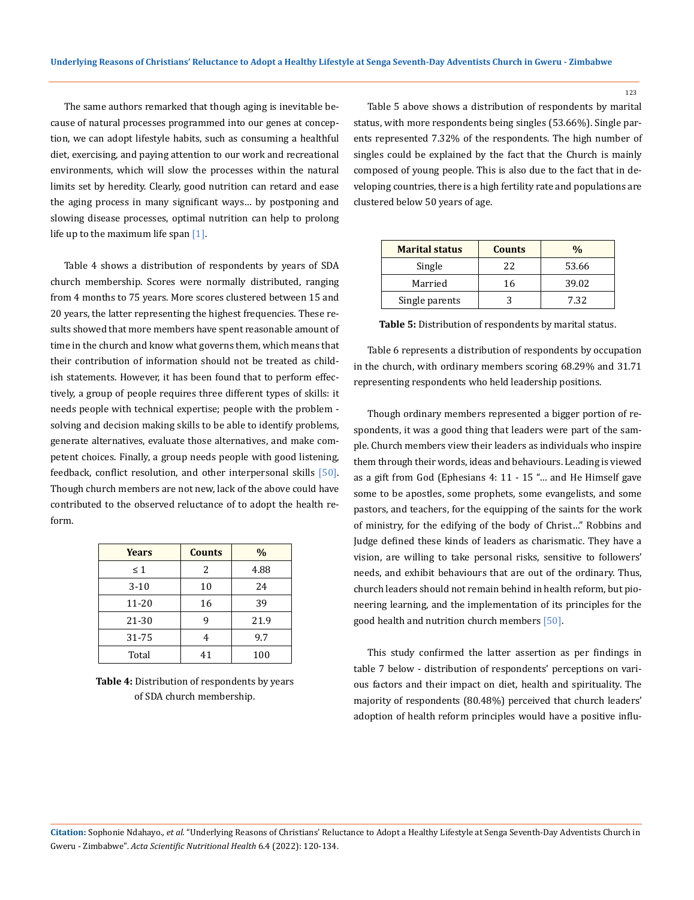The same authors remarked that though aging is inevitable because of natural processes programmed into our genes at conception, we can adopt lifestyle habits, such as consuming a healthful diet, exercising, and paying attention to our work and recreational environments, which will slow the processes within the natural limits set by heredity. Clearly, good nutrition can retard and ease the aging process in many significant ways… by postponing and slowing disease processes, optimal nutrition can help to prolong life up to the maximum life span [1].

Table 4 shows a distribution of respondents by years of SDA church membership. Scores were normally distributed, ranging from 4 months to 75 years. More scores clustered between 15 and 20 years, the latter representing the highest frequencies. These results showed that more members have spent reasonable amount of time in the church and know what governs them, which means that their contribution of information should not be treated as childish statements. However, it has been found that to perform effectively, a group of people requires three different types of skills: it needs people with technical expertise; people with the problem - solving and decision making skills to be able to identify problems, generate alternatives, evaluate those alternatives, and make competent choices. Finally, a group needs people with good listening, feedback, conflict resolution, and other interpersonal skills [50]. Though church members are not new, lack of the above could have contributed to the observed reluctance of to adopt the health reform.

| Years | Counts | % |
|---|---|---|
| ≤ 1 | 2 | 4.88 |
| 3-10 | 10 | 24 |
| 11-20 | 16 | 39 |
| 21-30 | 9 | 21.9 |
| 31-75 | 4 | 9.7 |
| Total | 41 | 100 |

**Table 4:** Distribution of respondents by years of SDA church membership.

Table 5 above shows a distribution of respondents by marital status, with more respondents being singles (53.66%). Single parents represented 7.32% of the respondents. The high number of singles could be explained by the fact that the Church is mainly composed of young people. This is also due to the fact that in developing countries, there is a high fertility rate and populations are clustered below 50 years of age.

| Marital status | Counts | % |
|---|---|---|
| Single | 22 | 53.66 |
| Married | 16 | 39.02 |
| Single parents | 3 | 7.32 |

**Table 5:** Distribution of respondents by marital status.

Table 6 represents a distribution of respondents by occupation in the church, with ordinary members scoring 68.29% and 31.71 representing respondents who held leadership positions.

Though ordinary members represented a bigger portion of respondents, it was a good thing that leaders were part of the sample. Church members view their leaders as individuals who inspire them through their words, ideas and behaviours. Leading is viewed as a gift from God (Ephesians 4: 11 - 15 "… and He Himself gave some to be apostles, some prophets, some evangelists, and some pastors, and teachers, for the equipping of the saints for the work of ministry, for the edifying of the body of Christ…" Robbins and Judge defined these kinds of leaders as charismatic. They have a vision, are willing to take personal risks, sensitive to followers' needs, and exhibit behaviours that are out of the ordinary. Thus, church leaders should not remain behind in health reform, but pioneering learning, and the implementation of its principles for the good health and nutrition church members [50].

This study confirmed the latter assertion as per findings in table 7 below - distribution of respondents' perceptions on various factors and their impact on diet, health and spirituality. The majority of respondents (80.48%) perceived that church leaders' adoption of health reform principles would have a positive influ-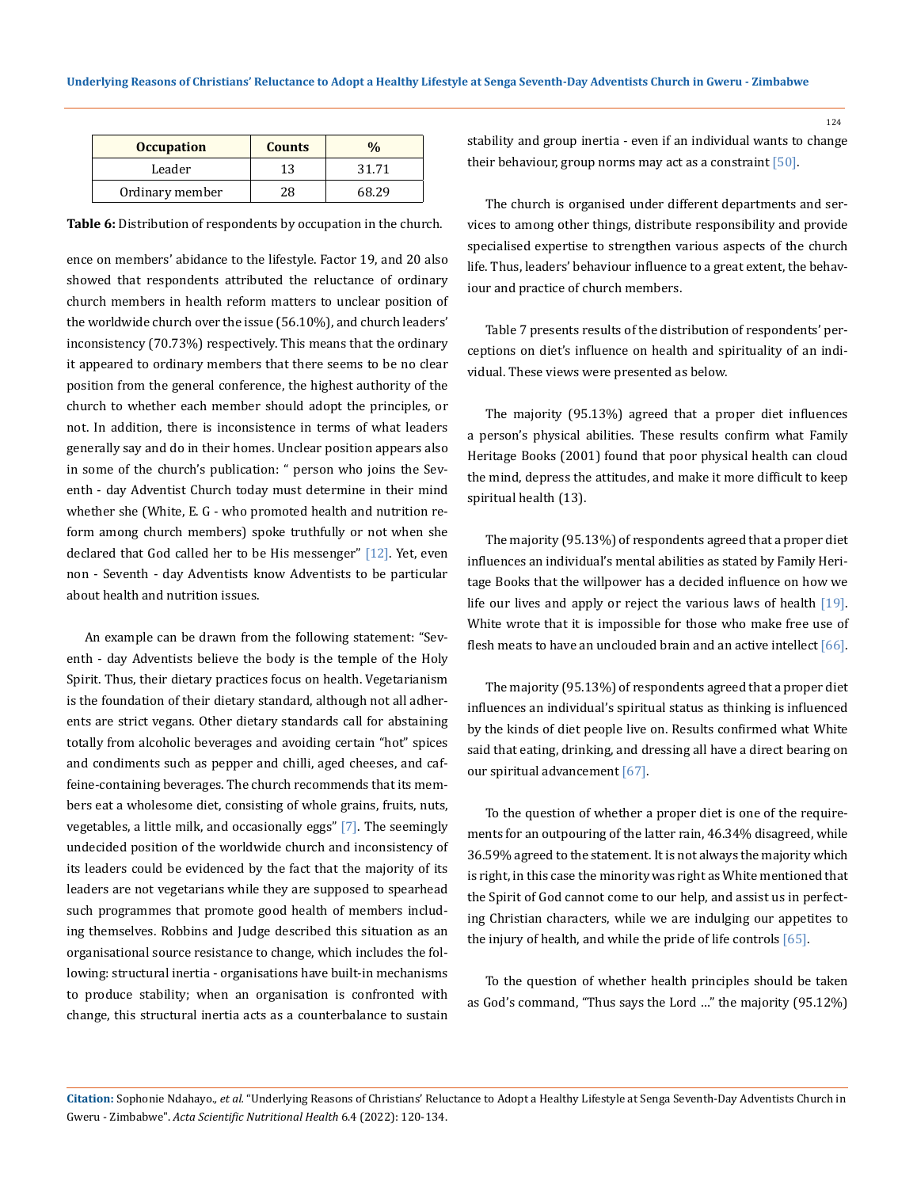| Occupation | Counts | % |
|---|---|---|
| Leader | 13 | 31.71 |
| Ordinary member | 28 | 68.29 |

**Table 6:** Distribution of respondents by occupation in the church.

ence on members' abidance to the lifestyle. Factor 19, and 20 also showed that respondents attributed the reluctance of ordinary church members in health reform matters to unclear position of the worldwide church over the issue (56.10%), and church leaders' inconsistency (70.73%) respectively. This means that the ordinary it appeared to ordinary members that there seems to be no clear position from the general conference, the highest authority of the church to whether each member should adopt the principles, or not. In addition, there is inconsistence in terms of what leaders generally say and do in their homes. Unclear position appears also in some of the church's publication: " person who joins the Seventh - day Adventist Church today must determine in their mind whether she (White, E. G - who promoted health and nutrition reform among church members) spoke truthfully or not when she declared that God called her to be His messenger" [12]. Yet, even non - Seventh - day Adventists know Adventists to be particular about health and nutrition issues.

An example can be drawn from the following statement: "Seventh - day Adventists believe the body is the temple of the Holy Spirit. Thus, their dietary practices focus on health. Vegetarianism is the foundation of their dietary standard, although not all adherents are strict vegans. Other dietary standards call for abstaining totally from alcoholic beverages and avoiding certain "hot" spices and condiments such as pepper and chilli, aged cheeses, and caffeine-containing beverages. The church recommends that its members eat a wholesome diet, consisting of whole grains, fruits, nuts, vegetables, a little milk, and occasionally eggs" [7]. The seemingly undecided position of the worldwide church and inconsistency of its leaders could be evidenced by the fact that the majority of its leaders are not vegetarians while they are supposed to spearhead such programmes that promote good health of members including themselves. Robbins and Judge described this situation as an organisational source resistance to change, which includes the following: structural inertia - organisations have built-in mechanisms to produce stability; when an organisation is confronted with change, this structural inertia acts as a counterbalance to sustain stability and group inertia - even if an individual wants to change their behaviour, group norms may act as a constraint [50].

The church is organised under different departments and services to among other things, distribute responsibility and provide specialised expertise to strengthen various aspects of the church life. Thus, leaders' behaviour influence to a great extent, the behaviour and practice of church members.

Table 7 presents results of the distribution of respondents' perceptions on diet's influence on health and spirituality of an individual. These views were presented as below.

The majority (95.13%) agreed that a proper diet influences a person's physical abilities. These results confirm what Family Heritage Books (2001) found that poor physical health can cloud the mind, depress the attitudes, and make it more difficult to keep spiritual health (13).

The majority (95.13%) of respondents agreed that a proper diet influences an individual's mental abilities as stated by Family Heritage Books that the willpower has a decided influence on how we life our lives and apply or reject the various laws of health [19]. White wrote that it is impossible for those who make free use of flesh meats to have an unclouded brain and an active intellect [66].

The majority (95.13%) of respondents agreed that a proper diet influences an individual's spiritual status as thinking is influenced by the kinds of diet people live on. Results confirmed what White said that eating, drinking, and dressing all have a direct bearing on our spiritual advancement [67].

To the question of whether a proper diet is one of the requirements for an outpouring of the latter rain, 46.34% disagreed, while 36.59% agreed to the statement. It is not always the majority which is right, in this case the minority was right as White mentioned that the Spirit of God cannot come to our help, and assist us in perfecting Christian characters, while we are indulging our appetites to the injury of health, and while the pride of life controls [65].

To the question of whether health principles should be taken as God's command, "Thus says the Lord ..." the majority (95.12%)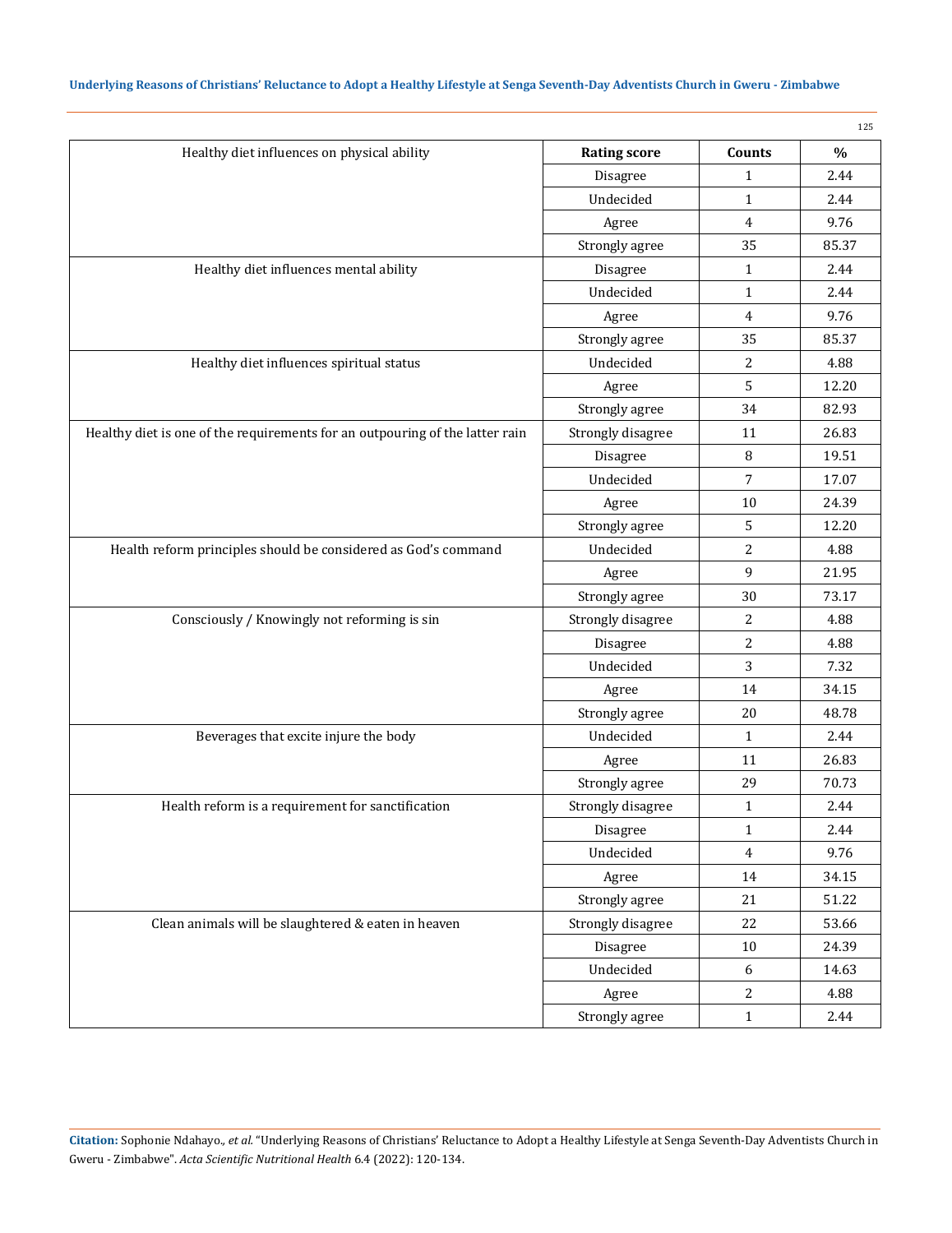| Healthy diet influences on physical ability | Rating score | Counts | % |
|---|---|---|---|
| | Disagree | 1 | 2.44 |
| | Undecided | 1 | 2.44 |
| | Agree | 4 | 9.76 |
| | Strongly agree | 35 | 85.37 |
| Healthy diet influences mental ability | Disagree | 1 | 2.44 |
| | Undecided | 1 | 2.44 |
| | Agree | 4 | 9.76 |
| | Strongly agree | 35 | 85.37 |
| Healthy diet influences spiritual status | Undecided | 2 | 4.88 |
| | Agree | 5 | 12.20 |
| | Strongly agree | 34 | 82.93 |
| Healthy diet is one of the requirements for an outpouring of the latter rain | Strongly disagree | 11 | 26.83 |
| | Disagree | 8 | 19.51 |
| | Undecided | 7 | 17.07 |
| | Agree | 10 | 24.39 |
| | Strongly agree | 5 | 12.20 |
| Health reform principles should be considered as God's command | Undecided | 2 | 4.88 |
| | Agree | 9 | 21.95 |
| | Strongly agree | 30 | 73.17 |
| Consciously / Knowingly not reforming is sin | Strongly disagree | 2 | 4.88 |
| | Disagree | 2 | 4.88 |
| | Undecided | 3 | 7.32 |
| | Agree | 14 | 34.15 |
| | Strongly agree | 20 | 48.78 |
| Beverages that excite injure the body | Undecided | 1 | 2.44 |
| | Agree | 11 | 26.83 |
| | Strongly agree | 29 | 70.73 |
| Health reform is a requirement for sanctification | Strongly disagree | 1 | 2.44 |
| | Disagree | 1 | 2.44 |
| | Undecided | 4 | 9.76 |
| | Agree | 14 | 34.15 |
| | Strongly agree | 21 | 51.22 |
| Clean animals will be slaughtered & eaten in heaven | Strongly disagree | 22 | 53.66 |
| | Disagree | 10 | 24.39 |
| | Undecided | 6 | 14.63 |
| | Agree | 2 | 4.88 |
| | Strongly agree | 1 | 2.44 |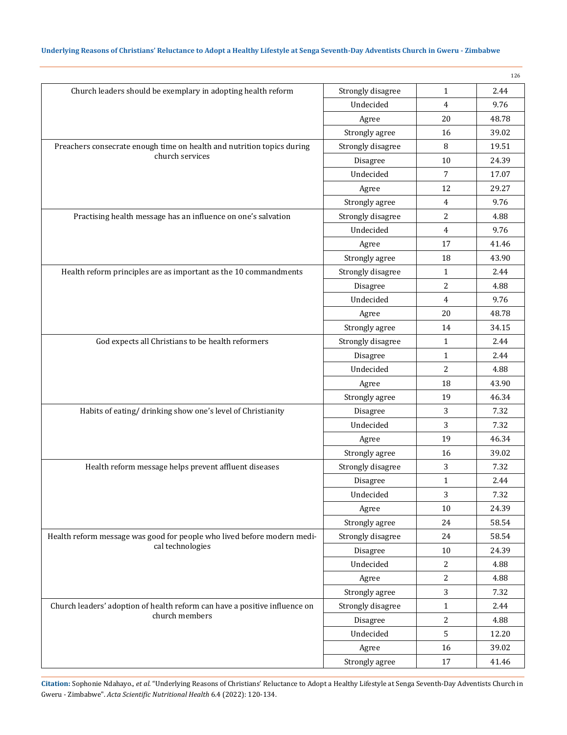| | | | |
|---|---|---|---|
| Church leaders should be exemplary in adopting health reform | Strongly disagree | 1 | 2.44 |
| | Undecided | 4 | 9.76 |
| | Agree | 20 | 48.78 |
| | Strongly agree | 16 | 39.02 |
| Preachers consecrate enough time on health and nutrition topics during church services | Strongly disagree | 8 | 19.51 |
| | Disagree | 10 | 24.39 |
| | Undecided | 7 | 17.07 |
| | Agree | 12 | 29.27 |
| | Strongly agree | 4 | 9.76 |
| Practising health message has an influence on one's salvation | Strongly disagree | 2 | 4.88 |
| | Undecided | 4 | 9.76 |
| | Agree | 17 | 41.46 |
| | Strongly agree | 18 | 43.90 |
| Health reform principles are as important as the 10 commandments | Strongly disagree | 1 | 2.44 |
| | Disagree | 2 | 4.88 |
| | Undecided | 4 | 9.76 |
| | Agree | 20 | 48.78 |
| | Strongly agree | 14 | 34.15 |
| God expects all Christians to be health reformers | Strongly disagree | 1 | 2.44 |
| | Disagree | 1 | 2.44 |
| | Undecided | 2 | 4.88 |
| | Agree | 18 | 43.90 |
| | Strongly agree | 19 | 46.34 |
| Habits of eating/ drinking show one's level of Christianity | Disagree | 3 | 7.32 |
| | Undecided | 3 | 7.32 |
| | Agree | 19 | 46.34 |
| | Strongly agree | 16 | 39.02 |
| Health reform message helps prevent affluent diseases | Strongly disagree | 3 | 7.32 |
| | Disagree | 1 | 2.44 |
| | Undecided | 3 | 7.32 |
| | Agree | 10 | 24.39 |
| | Strongly agree | 24 | 58.54 |
| Health reform message was good for people who lived before modern medical technologies | Strongly disagree | 24 | 58.54 |
| | Disagree | 10 | 24.39 |
| | Undecided | 2 | 4.88 |
| | Agree | 2 | 4.88 |
| | Strongly agree | 3 | 7.32 |
| Church leaders' adoption of health reform can have a positive influence on church members | Strongly disagree | 1 | 2.44 |
| | Disagree | 2 | 4.88 |
| | Undecided | 5 | 12.20 |
| | Agree | 16 | 39.02 |
| | Strongly agree | 17 | 41.46 |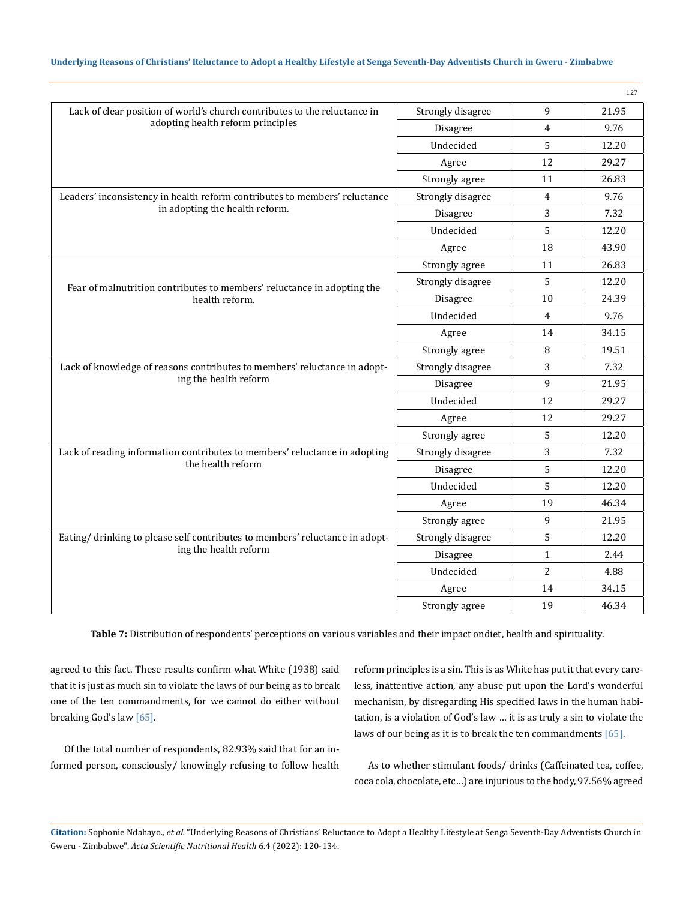| | | | |
|---|---|---|---|
| Lack of clear position of world's church contributes to the reluctance in adopting health reform principles | Strongly disagree | 9 | 21.95 |
| | Disagree | 4 | 9.76 |
| | Undecided | 5 | 12.20 |
| | Agree | 12 | 29.27 |
| | Strongly agree | 11 | 26.83 |
| Leaders' inconsistency in health reform contributes to members' reluctance in adopting the health reform. | Strongly disagree | 4 | 9.76 |
| | Disagree | 3 | 7.32 |
| | Undecided | 5 | 12.20 |
| | Agree | 18 | 43.90 |
| Fear of malnutrition contributes to members' reluctance in adopting the health reform. | Strongly agree | 11 | 26.83 |
| | Strongly disagree | 5 | 12.20 |
| | Disagree | 10 | 24.39 |
| | Undecided | 4 | 9.76 |
| | Agree | 14 | 34.15 |
| | Strongly agree | 8 | 19.51 |
| Lack of knowledge of reasons contributes to members' reluctance in adopting the health reform | Strongly disagree | 3 | 7.32 |
| | Disagree | 9 | 21.95 |
| | Undecided | 12 | 29.27 |
| | Agree | 12 | 29.27 |
| | Strongly agree | 5 | 12.20 |
| Lack of reading information contributes to members' reluctance in adopting the health reform | Strongly disagree | 3 | 7.32 |
| | Disagree | 5 | 12.20 |
| | Undecided | 5 | 12.20 |
| | Agree | 19 | 46.34 |
| | Strongly agree | 9 | 21.95 |
| Eating/ drinking to please self contributes to members' reluctance in adopting the health reform | Strongly disagree | 5 | 12.20 |
| | Disagree | 1 | 2.44 |
| | Undecided | 2 | 4.88 |
| | Agree | 14 | 34.15 |
| | Strongly agree | 19 | 46.34 |

**Table 7:** Distribution of respondents' perceptions on various variables and their impact ondiet, health and spirituality.

agreed to this fact. These results confirm what White (1938) said that it is just as much sin to violate the laws of our being as to break one of the ten commandments, for we cannot do either without breaking God's law [65].

Of the total number of respondents, 82.93% said that for an informed person, consciously/ knowingly refusing to follow health reform principles is a sin. This is as White has put it that every careless, inattentive action, any abuse put upon the Lord's wonderful mechanism, by disregarding His specified laws in the human habitation, is a violation of God's law … it is as truly a sin to violate the laws of our being as it is to break the ten commandments [65].

As to whether stimulant foods/ drinks (Caffeinated tea, coffee, coca cola, chocolate, etc…) are injurious to the body, 97.56% agreed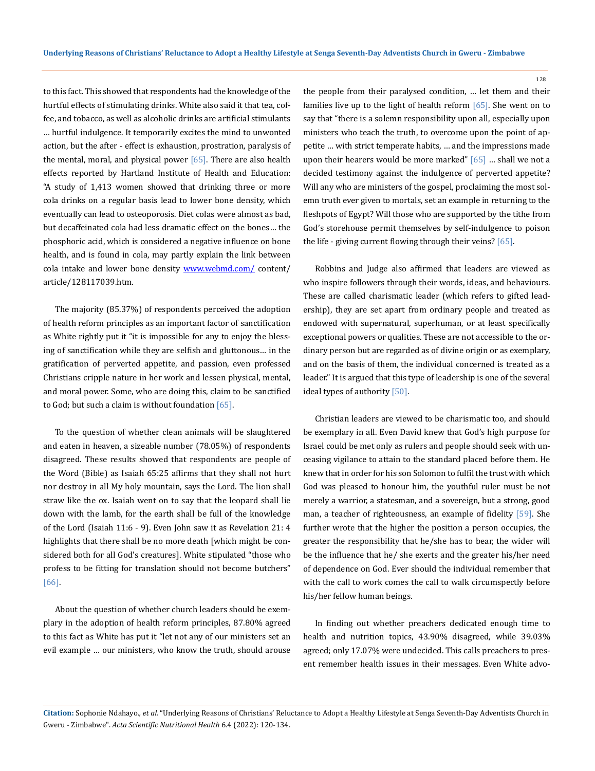to this fact. This showed that respondents had the knowledge of the hurtful effects of stimulating drinks. White also said it that tea, coffee, and tobacco, as well as alcoholic drinks are artificial stimulants … hurtful indulgence. It temporarily excites the mind to unwonted action, but the after - effect is exhaustion, prostration, paralysis of the mental, moral, and physical power [65]. There are also health effects reported by Hartland Institute of Health and Education: "A study of 1,413 women showed that drinking three or more cola drinks on a regular basis lead to lower bone density, which eventually can lead to osteoporosis. Diet colas were almost as bad, but decaffeinated cola had less dramatic effect on the bones… the phosphoric acid, which is considered a negative influence on bone health, and is found in cola, may partly explain the link between cola intake and lower bone density www.webmd.com/ content/article/128117039.htm.

The majority (85.37%) of respondents perceived the adoption of health reform principles as an important factor of sanctification as White rightly put it "it is impossible for any to enjoy the blessing of sanctification while they are selfish and gluttonous… in the gratification of perverted appetite, and passion, even professed Christians cripple nature in her work and lessen physical, mental, and moral power. Some, who are doing this, claim to be sanctified to God; but such a claim is without foundation [65].

To the question of whether clean animals will be slaughtered and eaten in heaven, a sizeable number (78.05%) of respondents disagreed. These results showed that respondents are people of the Word (Bible) as Isaiah 65:25 affirms that they shall not hurt nor destroy in all My holy mountain, says the Lord. The lion shall straw like the ox. Isaiah went on to say that the leopard shall lie down with the lamb, for the earth shall be full of the knowledge of the Lord (Isaiah 11:6 - 9). Even John saw it as Revelation 21: 4 highlights that there shall be no more death [which might be considered both for all God's creatures]. White stipulated "those who profess to be fitting for translation should not become butchers" [66].

About the question of whether church leaders should be exemplary in the adoption of health reform principles, 87.80% agreed to this fact as White has put it "let not any of our ministers set an evil example … our ministers, who know the truth, should arouse the people from their paralysed condition, … let them and their families live up to the light of health reform [65]. She went on to say that "there is a solemn responsibility upon all, especially upon ministers who teach the truth, to overcome upon the point of appetite … with strict temperate habits, … and the impressions made upon their hearers would be more marked" [65] … shall we not a decided testimony against the indulgence of perverted appetite? Will any who are ministers of the gospel, proclaiming the most solemn truth ever given to mortals, set an example in returning to the fleshpots of Egypt? Will those who are supported by the tithe from God's storehouse permit themselves by self-indulgence to poison the life - giving current flowing through their veins? [65].

Robbins and Judge also affirmed that leaders are viewed as who inspire followers through their words, ideas, and behaviours. These are called charismatic leader (which refers to gifted leadership), they are set apart from ordinary people and treated as endowed with supernatural, superhuman, or at least specifically exceptional powers or qualities. These are not accessible to the ordinary person but are regarded as of divine origin or as exemplary, and on the basis of them, the individual concerned is treated as a leader." It is argued that this type of leadership is one of the several ideal types of authority [50].

Christian leaders are viewed to be charismatic too, and should be exemplary in all. Even David knew that God's high purpose for Israel could be met only as rulers and people should seek with unceasing vigilance to attain to the standard placed before them. He knew that in order for his son Solomon to fulfil the trust with which God was pleased to honour him, the youthful ruler must be not merely a warrior, a statesman, and a sovereign, but a strong, good man, a teacher of righteousness, an example of fidelity [59]. She further wrote that the higher the position a person occupies, the greater the responsibility that he/she has to bear, the wider will be the influence that he/ she exerts and the greater his/her need of dependence on God. Ever should the individual remember that with the call to work comes the call to walk circumspectly before his/her fellow human beings.

In finding out whether preachers dedicated enough time to health and nutrition topics, 43.90% disagreed, while 39.03% agreed; only 17.07% were undecided. This calls preachers to present remember health issues in their messages. Even White advo-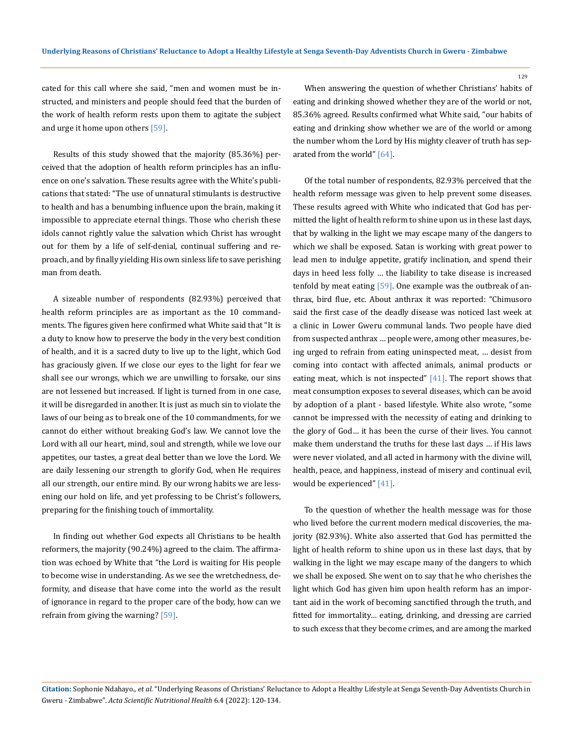cated for this call where she said, "men and women must be instructed, and ministers and people should feed that the burden of the work of health reform rests upon them to agitate the subject and urge it home upon others [59].

Results of this study showed that the majority (85.36%) perceived that the adoption of health reform principles has an influence on one's salvation. These results agree with the White's publications that stated: "The use of unnatural stimulants is destructive to health and has a benumbing influence upon the brain, making it impossible to appreciate eternal things. Those who cherish these idols cannot rightly value the salvation which Christ has wrought out for them by a life of self-denial, continual suffering and reproach, and by finally yielding His own sinless life to save perishing man from death.

A sizeable number of respondents (82.93%) perceived that health reform principles are as important as the 10 commandments. The figures given here confirmed what White said that "It is a duty to know how to preserve the body in the very best condition of health, and it is a sacred duty to live up to the light, which God has graciously given. If we close our eyes to the light for fear we shall see our wrongs, which we are unwilling to forsake, our sins are not lessened but increased. If light is turned from in one case, it will be disregarded in another. It is just as much sin to violate the laws of our being as to break one of the 10 commandments, for we cannot do either without breaking God's law. We cannot love the Lord with all our heart, mind, soul and strength, while we love our appetites, our tastes, a great deal better than we love the Lord. We are daily lessening our strength to glorify God, when He requires all our strength, our entire mind. By our wrong habits we are lessening our hold on life, and yet professing to be Christ's followers, preparing for the finishing touch of immortality.

In finding out whether God expects all Christians to be health reformers, the majority (90.24%) agreed to the claim. The affirmation was echoed by White that "the Lord is waiting for His people to become wise in understanding. As we see the wretchedness, deformity, and disease that have come into the world as the result of ignorance in regard to the proper care of the body, how can we refrain from giving the warning? [59].

When answering the question of whether Christians' habits of eating and drinking showed whether they are of the world or not, 85.36% agreed. Results confirmed what White said, "our habits of eating and drinking show whether we are of the world or among the number whom the Lord by His mighty cleaver of truth has separated from the world" [64].

Of the total number of respondents, 82.93% perceived that the health reform message was given to help prevent some diseases. These results agreed with White who indicated that God has permitted the light of health reform to shine upon us in these last days, that by walking in the light we may escape many of the dangers to which we shall be exposed. Satan is working with great power to lead men to indulge appetite, gratify inclination, and spend their days in heed less folly … the liability to take disease is increased tenfold by meat eating [59]. One example was the outbreak of anthrax, bird flue, etc. About anthrax it was reported: "Chimusoro said the first case of the deadly disease was noticed last week at a clinic in Lower Gweru communal lands. Two people have died from suspected anthrax … people were, among other measures, being urged to refrain from eating uninspected meat, … desist from coming into contact with affected animals, animal products or eating meat, which is not inspected" [41]. The report shows that meat consumption exposes to several diseases, which can be avoid by adoption of a plant - based lifestyle. White also wrote, "some cannot be impressed with the necessity of eating and drinking to the glory of God… it has been the curse of their lives. You cannot make them understand the truths for these last days … if His laws were never violated, and all acted in harmony with the divine will, health, peace, and happiness, instead of misery and continual evil, would be experienced" [41].

To the question of whether the health message was for those who lived before the current modern medical discoveries, the majority (82.93%). White also asserted that God has permitted the light of health reform to shine upon us in these last days, that by walking in the light we may escape many of the dangers to which we shall be exposed. She went on to say that he who cherishes the light which God has given him upon health reform has an important aid in the work of becoming sanctified through the truth, and fitted for immortality… eating, drinking, and dressing are carried to such excess that they become crimes, and are among the marked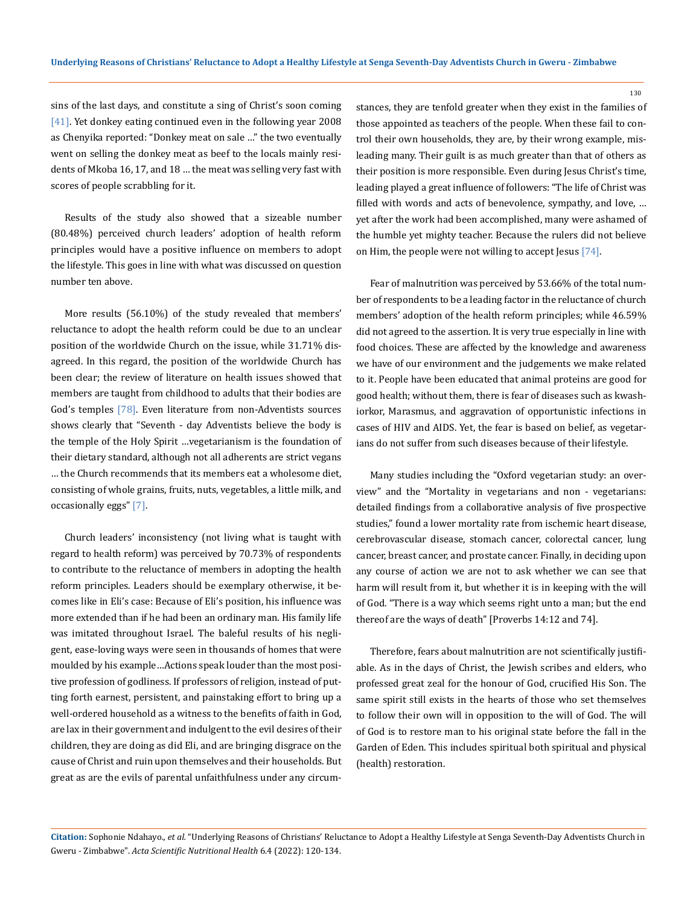sins of the last days, and constitute a sing of Christ's soon coming [41]. Yet donkey eating continued even in the following year 2008 as Chenyika reported: "Donkey meat on sale …" the two eventually went on selling the donkey meat as beef to the locals mainly residents of Mkoba 16, 17, and 18 … the meat was selling very fast with scores of people scrabbling for it.

Results of the study also showed that a sizeable number (80.48%) perceived church leaders' adoption of health reform principles would have a positive influence on members to adopt the lifestyle. This goes in line with what was discussed on question number ten above.

More results (56.10%) of the study revealed that members' reluctance to adopt the health reform could be due to an unclear position of the worldwide Church on the issue, while 31.71% disagreed. In this regard, the position of the worldwide Church has been clear; the review of literature on health issues showed that members are taught from childhood to adults that their bodies are God's temples [78]. Even literature from non-Adventists sources shows clearly that "Seventh - day Adventists believe the body is the temple of the Holy Spirit …vegetarianism is the foundation of their dietary standard, although not all adherents are strict vegans … the Church recommends that its members eat a wholesome diet, consisting of whole grains, fruits, nuts, vegetables, a little milk, and occasionally eggs" [7].

Church leaders' inconsistency (not living what is taught with regard to health reform) was perceived by 70.73% of respondents to contribute to the reluctance of members in adopting the health reform principles. Leaders should be exemplary otherwise, it becomes like in Eli's case: Because of Eli's position, his influence was more extended than if he had been an ordinary man. His family life was imitated throughout Israel. The baleful results of his negligent, ease-loving ways were seen in thousands of homes that were moulded by his example…Actions speak louder than the most positive profession of godliness. If professors of religion, instead of putting forth earnest, persistent, and painstaking effort to bring up a well-ordered household as a witness to the benefits of faith in God, are lax in their government and indulgent to the evil desires of their children, they are doing as did Eli, and are bringing disgrace on the cause of Christ and ruin upon themselves and their households. But great as are the evils of parental unfaithfulness under any circumstances, they are tenfold greater when they exist in the families of those appointed as teachers of the people. When these fail to control their own households, they are, by their wrong example, misleading many. Their guilt is as much greater than that of others as their position is more responsible. Even during Jesus Christ's time, leading played a great influence of followers: "The life of Christ was filled with words and acts of benevolence, sympathy, and love, … yet after the work had been accomplished, many were ashamed of the humble yet mighty teacher. Because the rulers did not believe on Him, the people were not willing to accept Jesus [74].

Fear of malnutrition was perceived by 53.66% of the total number of respondents to be a leading factor in the reluctance of church members' adoption of the health reform principles; while 46.59% did not agreed to the assertion. It is very true especially in line with food choices. These are affected by the knowledge and awareness we have of our environment and the judgements we make related to it. People have been educated that animal proteins are good for good health; without them, there is fear of diseases such as kwashiorkor, Marasmus, and aggravation of opportunistic infections in cases of HIV and AIDS. Yet, the fear is based on belief, as vegetarians do not suffer from such diseases because of their lifestyle.

Many studies including the "Oxford vegetarian study: an overview" and the "Mortality in vegetarians and non - vegetarians: detailed findings from a collaborative analysis of five prospective studies," found a lower mortality rate from ischemic heart disease, cerebrovascular disease, stomach cancer, colorectal cancer, lung cancer, breast cancer, and prostate cancer. Finally, in deciding upon any course of action we are not to ask whether we can see that harm will result from it, but whether it is in keeping with the will of God. "There is a way which seems right unto a man; but the end thereof are the ways of death" [Proverbs 14:12 and 74].

Therefore, fears about malnutrition are not scientifically justifiable. As in the days of Christ, the Jewish scribes and elders, who professed great zeal for the honour of God, crucified His Son. The same spirit still exists in the hearts of those who set themselves to follow their own will in opposition to the will of God. The will of God is to restore man to his original state before the fall in the Garden of Eden. This includes spiritual both spiritual and physical (health) restoration.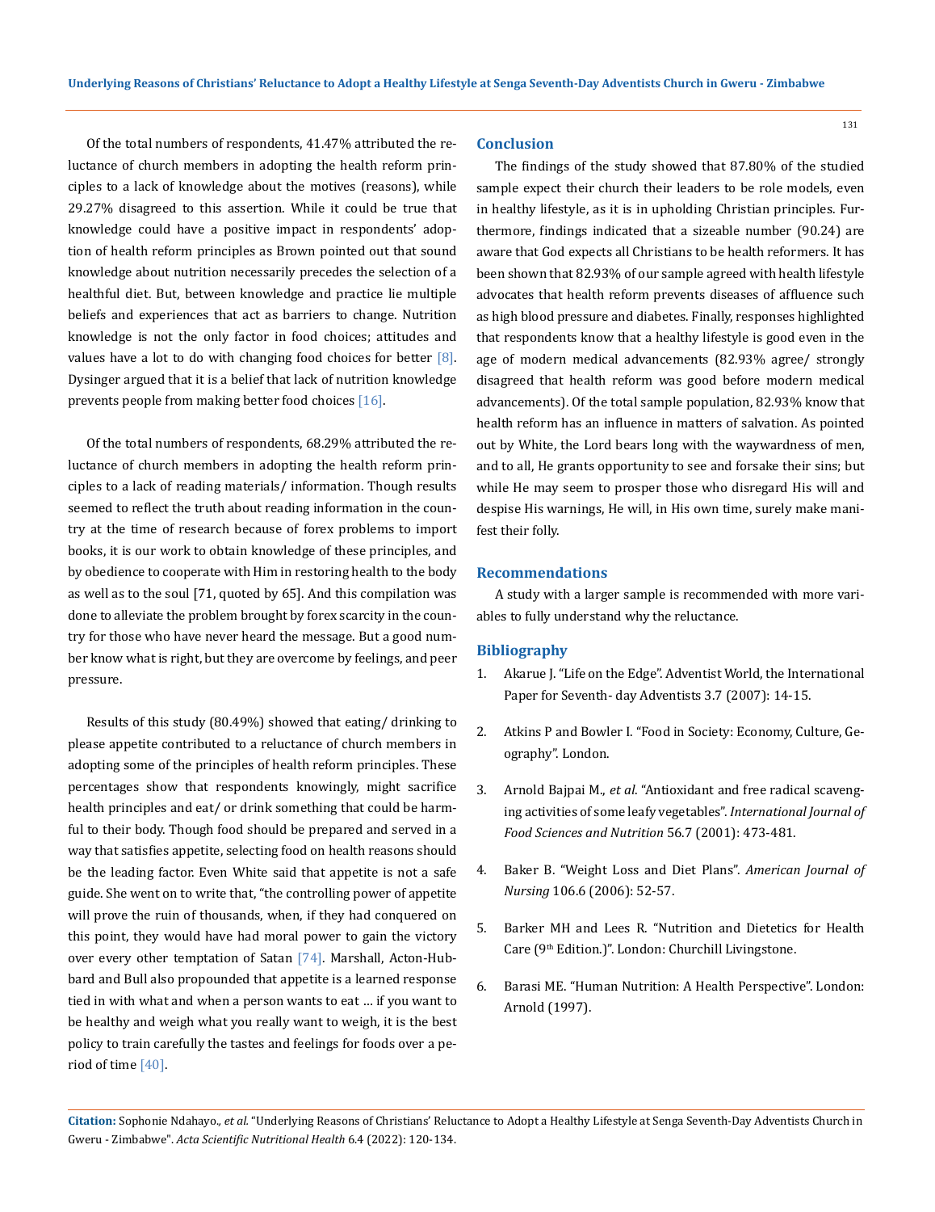Of the total numbers of respondents, 41.47% attributed the reluctance of church members in adopting the health reform principles to a lack of knowledge about the motives (reasons), while 29.27% disagreed to this assertion. While it could be true that knowledge could have a positive impact in respondents' adoption of health reform principles as Brown pointed out that sound knowledge about nutrition necessarily precedes the selection of a healthful diet. But, between knowledge and practice lie multiple beliefs and experiences that act as barriers to change. Nutrition knowledge is not the only factor in food choices; attitudes and values have a lot to do with changing food choices for better [8]. Dysinger argued that it is a belief that lack of nutrition knowledge prevents people from making better food choices [16].

Of the total numbers of respondents, 68.29% attributed the reluctance of church members in adopting the health reform principles to a lack of reading materials/ information. Though results seemed to reflect the truth about reading information in the country at the time of research because of forex problems to import books, it is our work to obtain knowledge of these principles, and by obedience to cooperate with Him in restoring health to the body as well as to the soul [71, quoted by 65]. And this compilation was done to alleviate the problem brought by forex scarcity in the country for those who have never heard the message. But a good number know what is right, but they are overcome by feelings, and peer pressure.

Results of this study (80.49%) showed that eating/ drinking to please appetite contributed to a reluctance of church members in adopting some of the principles of health reform principles. These percentages show that respondents knowingly, might sacrifice health principles and eat/ or drink something that could be harmful to their body. Though food should be prepared and served in a way that satisfies appetite, selecting food on health reasons should be the leading factor. Even White said that appetite is not a safe guide. She went on to write that, "the controlling power of appetite will prove the ruin of thousands, when, if they had conquered on this point, they would have had moral power to gain the victory over every other temptation of Satan [74]. Marshall, Acton-Hubbard and Bull also propounded that appetite is a learned response tied in with what and when a person wants to eat … if you want to be healthy and weigh what you really want to weigh, it is the best policy to train carefully the tastes and feelings for foods over a period of time [40].

## Conclusion

The findings of the study showed that 87.80% of the studied sample expect their church their leaders to be role models, even in healthy lifestyle, as it is in upholding Christian principles. Furthermore, findings indicated that a sizeable number (90.24) are aware that God expects all Christians to be health reformers. It has been shown that 82.93% of our sample agreed with health lifestyle advocates that health reform prevents diseases of affluence such as high blood pressure and diabetes. Finally, responses highlighted that respondents know that a healthy lifestyle is good even in the age of modern medical advancements (82.93% agree/ strongly disagreed that health reform was good before modern medical advancements). Of the total sample population, 82.93% know that health reform has an influence in matters of salvation. As pointed out by White, the Lord bears long with the waywardness of men, and to all, He grants opportunity to see and forsake their sins; but while He may seem to prosper those who disregard His will and despise His warnings, He will, in His own time, surely make manifest their folly.

## Recommendations

A study with a larger sample is recommended with more variables to fully understand why the reluctance.

## Bibliography

1. Akarue J. "Life on the Edge". Adventist World, the International Paper for Seventh- day Adventists 3.7 (2007): 14-15.
2. Atkins P and Bowler I. "Food in Society: Economy, Culture, Geography". London.
3. Arnold Bajpai M., *et al*. "Antioxidant and free radical scavenging activities of some leafy vegetables". *International Journal of Food Sciences and Nutrition* 56.7 (2001): 473-481.
4. Baker B. "Weight Loss and Diet Plans". *American Journal of Nursing* 106.6 (2006): 52-57.
5. Barker MH and Lees R. "Nutrition and Dietetics for Health Care (9th Edition.)". London: Churchill Livingstone.
6. Barasi ME. "Human Nutrition: A Health Perspective". London: Arnold (1997).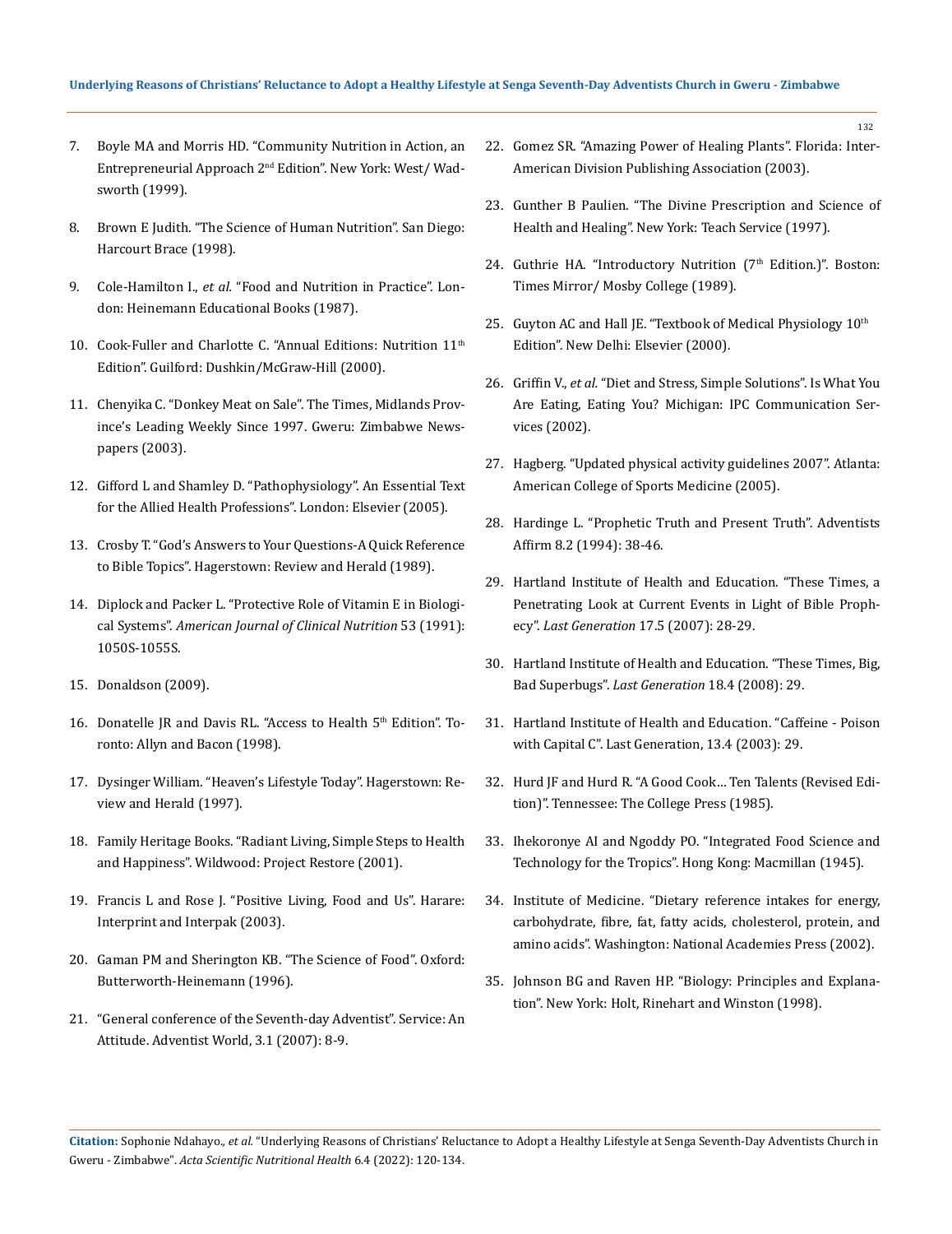7. Boyle MA and Morris HD. "Community Nutrition in Action, an Entrepreneurial Approach 2nd Edition". New York: West/ Wadsworth (1999).
8. Brown E Judith. "The Science of Human Nutrition". San Diego: Harcourt Brace (1998).
9. Cole-Hamilton I., *et al.* "Food and Nutrition in Practice". London: Heinemann Educational Books (1987).
10. Cook-Fuller and Charlotte C. "Annual Editions: Nutrition 11th Edition". Guilford: Dushkin/McGraw-Hill (2000).
11. Chenyika C. "Donkey Meat on Sale". The Times, Midlands Province's Leading Weekly Since 1997. Gweru: Zimbabwe Newspapers (2003).
12. Gifford L and Shamley D. "Pathophysiology". An Essential Text for the Allied Health Professions". London: Elsevier (2005).
13. Crosby T. "God's Answers to Your Questions-A Quick Reference to Bible Topics". Hagerstown: Review and Herald (1989).
14. Diplock and Packer L. "Protective Role of Vitamin E in Biological Systems". *American Journal of Clinical Nutrition* 53 (1991): 1050S-1055S.
15. Donaldson (2009).
16. Donatelle JR and Davis RL. "Access to Health 5th Edition". Toronto: Allyn and Bacon (1998).
17. Dysinger William. "Heaven's Lifestyle Today". Hagerstown: Review and Herald (1997).
18. Family Heritage Books. "Radiant Living, Simple Steps to Health and Happiness". Wildwood: Project Restore (2001).
19. Francis L and Rose J. "Positive Living, Food and Us". Harare: Interprint and Interpak (2003).
20. Gaman PM and Sherington KB. "The Science of Food". Oxford: Butterworth-Heinemann (1996).
21. "General conference of the Seventh-day Adventist". Service: An Attitude. Adventist World, 3.1 (2007): 8-9.
22. Gomez SR. "Amazing Power of Healing Plants". Florida: Inter-American Division Publishing Association (2003).
23. Gunther B Paulien. "The Divine Prescription and Science of Health and Healing". New York: Teach Service (1997).
24. Guthrie HA. "Introductory Nutrition (7th Edition.)". Boston: Times Mirror/ Mosby College (1989).
25. Guyton AC and Hall JE. "Textbook of Medical Physiology 10th Edition". New Delhi: Elsevier (2000).
26. Griffin V., *et al.* "Diet and Stress, Simple Solutions". Is What You Are Eating, Eating You? Michigan: IPC Communication Services (2002).
27. Hagberg. "Updated physical activity guidelines 2007". Atlanta: American College of Sports Medicine (2005).
28. Hardinge L. "Prophetic Truth and Present Truth". Adventists Affirm 8.2 (1994): 38-46.
29. Hartland Institute of Health and Education. "These Times, a Penetrating Look at Current Events in Light of Bible Prophecy". *Last Generation* 17.5 (2007): 28-29.
30. Hartland Institute of Health and Education. "These Times, Big, Bad Superbugs". *Last Generation* 18.4 (2008): 29.
31. Hartland Institute of Health and Education. "Caffeine - Poison with Capital C". Last Generation, 13.4 (2003): 29.
32. Hurd JF and Hurd R. "A Good Cook… Ten Talents (Revised Edition)". Tennessee: The College Press (1985).
33. Ihekoronye AI and Ngoddy PO. "Integrated Food Science and Technology for the Tropics". Hong Kong: Macmillan (1945).
34. Institute of Medicine. "Dietary reference intakes for energy, carbohydrate, fibre, fat, fatty acids, cholesterol, protein, and amino acids". Washington: National Academies Press (2002).
35. Johnson BG and Raven HP. "Biology: Principles and Explanation". New York: Holt, Rinehart and Winston (1998).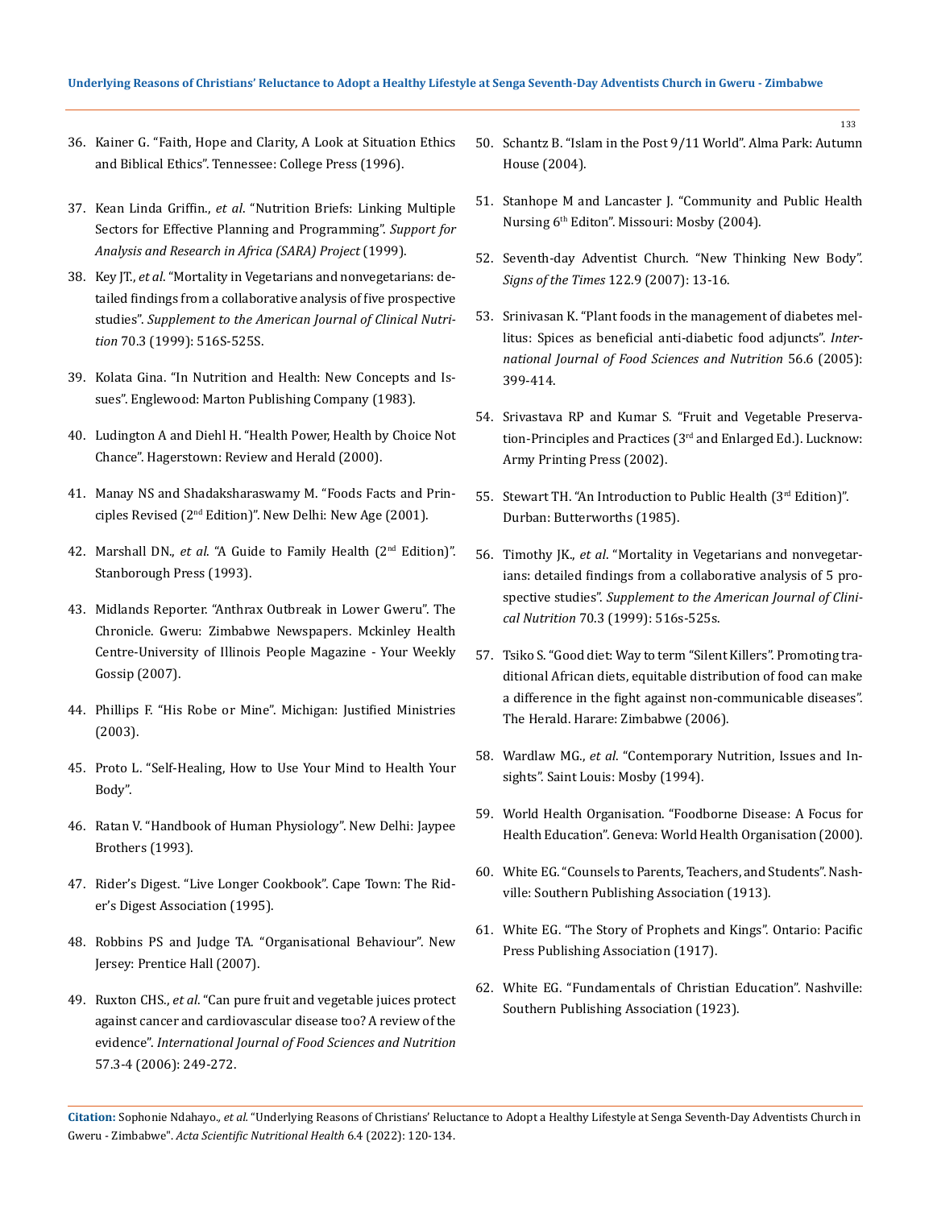36. Kainer G. “Faith, Hope and Clarity, A Look at Situation Ethics and Biblical Ethics”. Tennessee: College Press (1996).
37. Kean Linda Griffin., *et al*. “Nutrition Briefs: Linking Multiple Sectors for Effective Planning and Programming”. *Support for Analysis and Research in Africa (SARA) Project* (1999).
38. Key JT., *et al*. “Mortality in Vegetarians and nonvegetarians: detailed findings from a collaborative analysis of five prospective studies”. *Supplement to the American Journal of Clinical Nutrition* 70.3 (1999): 516S-525S.
39. Kolata Gina. “In Nutrition and Health: New Concepts and Issues”. Englewood: Marton Publishing Company (1983).
40. Ludington A and Diehl H. “Health Power, Health by Choice Not Chance”. Hagerstown: Review and Herald (2000).
41. Manay NS and Shadaksharaswamy M. “Foods Facts and Principles Revised (2nd Edition)”. New Delhi: New Age (2001).
42. Marshall DN., *et al*. “A Guide to Family Health (2nd Edition)”. Stanborough Press (1993).
43. Midlands Reporter. “Anthrax Outbreak in Lower Gweru”. The Chronicle. Gweru: Zimbabwe Newspapers. Mckinley Health Centre-University of Illinois People Magazine - Your Weekly Gossip (2007).
44. Phillips F. “His Robe or Mine”. Michigan: Justified Ministries (2003).
45. Proto L. “Self-Healing, How to Use Your Mind to Health Your Body”.
46. Ratan V. “Handbook of Human Physiology”. New Delhi: Jaypee Brothers (1993).
47. Rider’s Digest. “Live Longer Cookbook”. Cape Town: The Rider’s Digest Association (1995).
48. Robbins PS and Judge TA. “Organisational Behaviour”. New Jersey: Prentice Hall (2007).
49. Ruxton CHS., *et al*. “Can pure fruit and vegetable juices protect against cancer and cardiovascular disease too? A review of the evidence”. *International Journal of Food Sciences and Nutrition* 57.3-4 (2006): 249-272.
50. Schantz B. “Islam in the Post 9/11 World”. Alma Park: Autumn House (2004).
51. Stanhope M and Lancaster J. “Community and Public Health Nursing 6th Editon”. Missouri: Mosby (2004).
52. Seventh-day Adventist Church. “New Thinking New Body”. *Signs of the Times* 122.9 (2007): 13-16.
53. Srinivasan K. “Plant foods in the management of diabetes mellitus: Spices as beneficial anti-diabetic food adjuncts”. *International Journal of Food Sciences and Nutrition* 56.6 (2005): 399-414.
54. Srivastava RP and Kumar S. “Fruit and Vegetable Preservation-Principles and Practices (3rd and Enlarged Ed.). Lucknow: Army Printing Press (2002).
55. Stewart TH. “An Introduction to Public Health (3rd Edition)”. Durban: Butterworths (1985).
56. Timothy JK., *et al*. “Mortality in Vegetarians and nonvegetarians: detailed findings from a collaborative analysis of 5 prospective studies”. *Supplement to the American Journal of Clinical Nutrition* 70.3 (1999): 516s-525s.
57. Tsiko S. “Good diet: Way to term “Silent Killers”. Promoting traditional African diets, equitable distribution of food can make a difference in the fight against non-communicable diseases”. The Herald. Harare: Zimbabwe (2006).
58. Wardlaw MG., *et al*. “Contemporary Nutrition, Issues and Insights”. Saint Louis: Mosby (1994).
59. World Health Organisation. “Foodborne Disease: A Focus for Health Education”. Geneva: World Health Organisation (2000).
60. White EG. “Counsels to Parents, Teachers, and Students”. Nashville: Southern Publishing Association (1913).
61. White EG. “The Story of Prophets and Kings”. Ontario: Pacific Press Publishing Association (1917).
62. White EG. “Fundamentals of Christian Education”. Nashville: Southern Publishing Association (1923).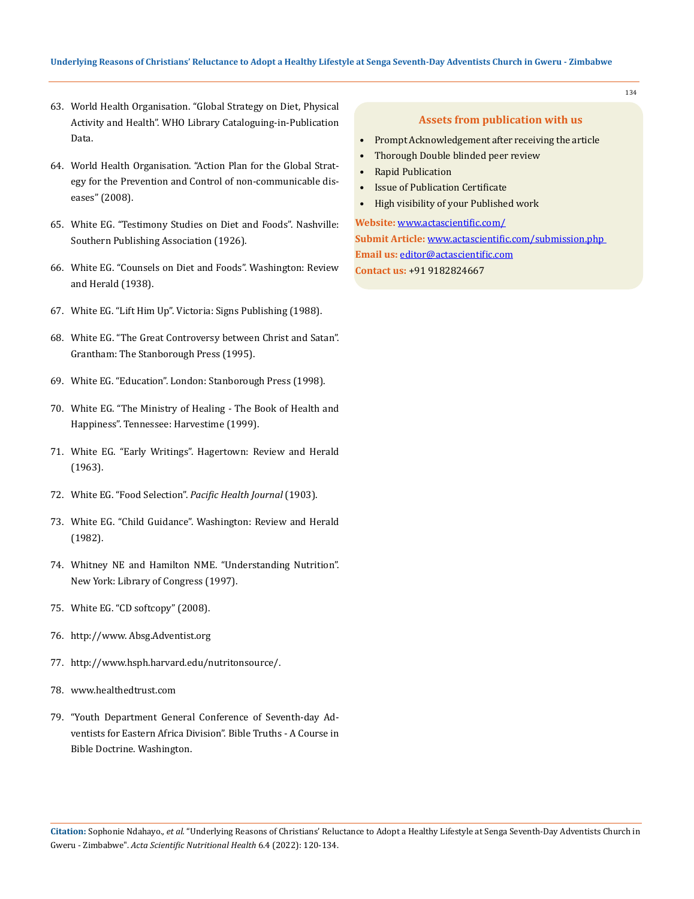63. World Health Organisation. “Global Strategy on Diet, Physical Activity and Health”. WHO Library Cataloguing-in-Publication Data.

64. World Health Organisation. “Action Plan for the Global Strategy for the Prevention and Control of non-communicable diseases” (2008).

65. White EG. “Testimony Studies on Diet and Foods”. Nashville: Southern Publishing Association (1926).

66. White EG. “Counsels on Diet and Foods”. Washington: Review and Herald (1938).

67. White EG. “Lift Him Up”. Victoria: Signs Publishing (1988).

68. White EG. “The Great Controversy between Christ and Satan”. Grantham: The Stanborough Press (1995).

69. White EG. “Education”. London: Stanborough Press (1998).

70. White EG. “The Ministry of Healing - The Book of Health and Happiness”. Tennessee: Harvestime (1999).

71. White EG. “Early Writings”. Hagertown: Review and Herald (1963).

72. White EG. “Food Selection”. *Pacific Health Journal* (1903).

73. White EG. “Child Guidance”. Washington: Review and Herald (1982).

74. Whitney NE and Hamilton NME. “Understanding Nutrition”. New York: Library of Congress (1997).

75. White EG. “CD softcopy” (2008).

76. http://www. Absg.Adventist.org

77. http://www.hsph.harvard.edu/nutritonsource/.

78. www.healthedtrust.com

79. “Youth Department General Conference of Seventh-day Adventists for Eastern Africa Division”. Bible Truths - A Course in Bible Doctrine. Washington.

**Assets from publication with us**

- Prompt Acknowledgement after receiving the article
- Thorough Double blinded peer review
- Rapid Publication
- Issue of Publication Certificate
- High visibility of your Published work

**Website:** www.actascientific.com/
**Submit Article:** www.actascientific.com/submission.php
**Email us:** editor@actascientific.com
**Contact us:** +91 9182824667